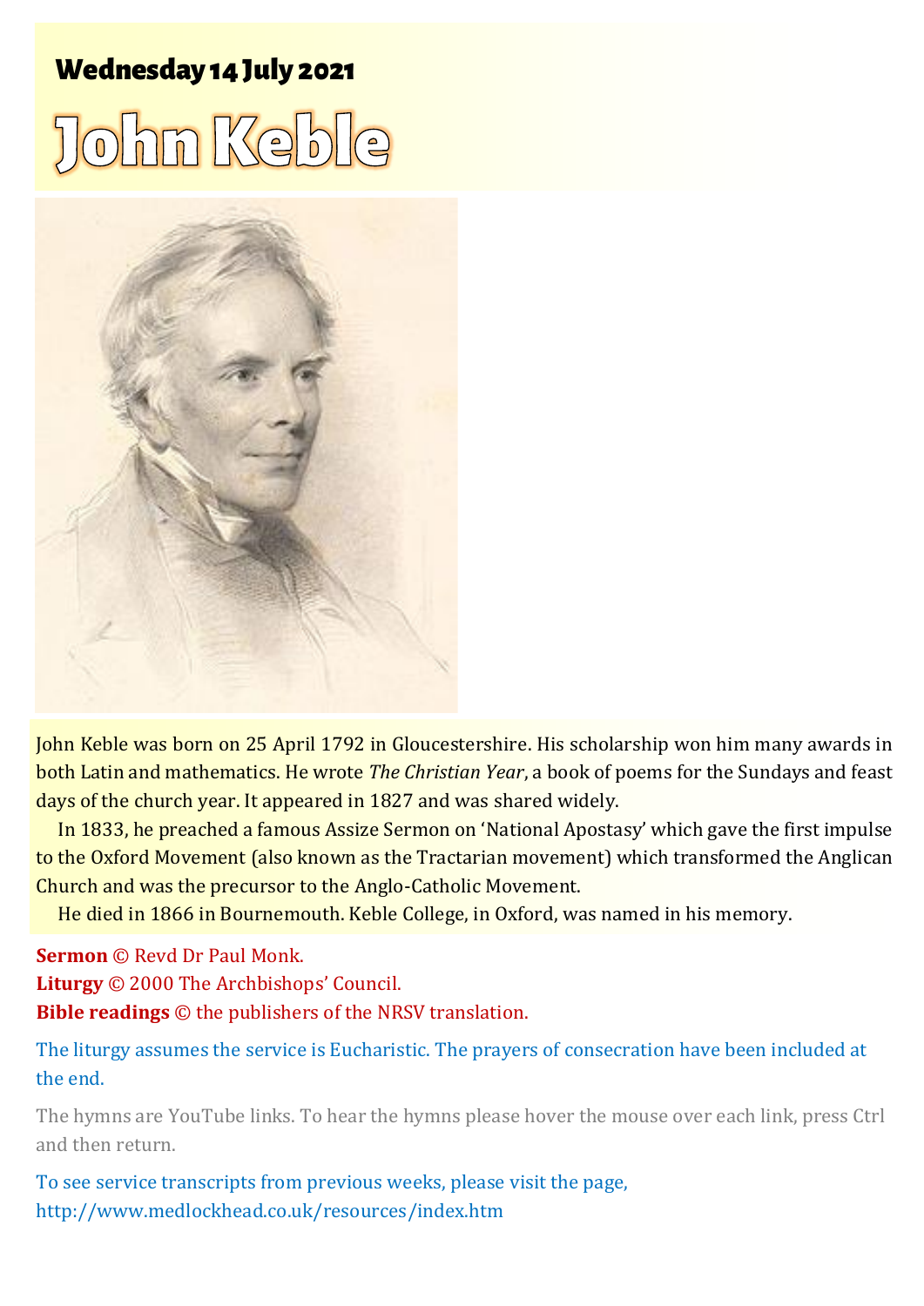## Wednesday 14 July 2021

# John Keble

John Keble was born on 25 April 1792 in Gloucestershire. His scholarship won him many awards in both Latin and mathematics. He wrote *The Christian Year*, a book of poems for the Sundays and feast days of the church year. It appeared in 1827 and was shared widely.

In 1833, he preached a famous Assize Sermon on 'National Apostasy' which gave the first impulse to the Oxford Movement (also known as the Tractarian movement) which transformed the Anglican Church and was the precursor to the Anglo-Catholic Movement.

He died in 1866 in Bournemouth. Keble College, in Oxford, was named in his memory.

**Sermon** © Revd Dr Paul Monk.
**Liturgy** © 2000 The Archbishops' Council.
**Bible readings** © the publishers of the NRSV translation.

The liturgy assumes the service is Eucharistic. The prayers of consecration have been included at the end.

The hymns are YouTube links. To hear the hymns please hover the mouse over each link, press Ctrl and then return.

To see service transcripts from previous weeks, please visit the page, http://www.medlockhead.co.uk/resources/index.htm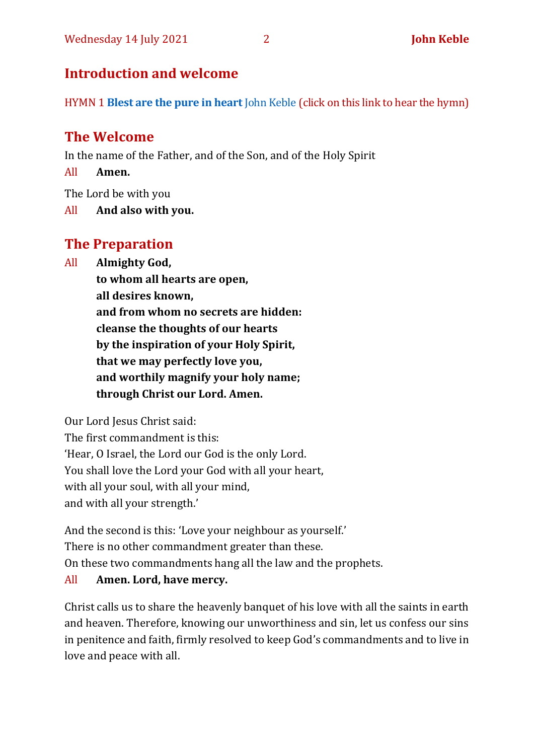## Introduction and welcome

HYMN 1 **Blest are the pure in heart** John Keble (click on this link to hear the hymn)

## The Welcome

In the name of the Father, and of the Son, and of the Holy Spirit

All **Amen.**

The Lord be with you

All **And also with you.**

## The Preparation

All **Almighty God,**
**to whom all hearts are open,**
**all desires known,**
**and from whom no secrets are hidden:**
**cleanse the thoughts of our hearts**
**by the inspiration of your Holy Spirit,**
**that we may perfectly love you,**
**and worthily magnify your holy name;**
**through Christ our Lord. Amen.**

Our Lord Jesus Christ said:
The first commandment is this:
'Hear, O Israel, the Lord our God is the only Lord.
You shall love the Lord your God with all your heart,
with all your soul, with all your mind,
and with all your strength.'

And the second is this: 'Love your neighbour as yourself.'
There is no other commandment greater than these.
On these two commandments hang all the law and the prophets.

All **Amen. Lord, have mercy.**

Christ calls us to share the heavenly banquet of his love with all the saints in earth and heaven. Therefore, knowing our unworthiness and sin, let us confess our sins in penitence and faith, firmly resolved to keep God's commandments and to live in love and peace with all.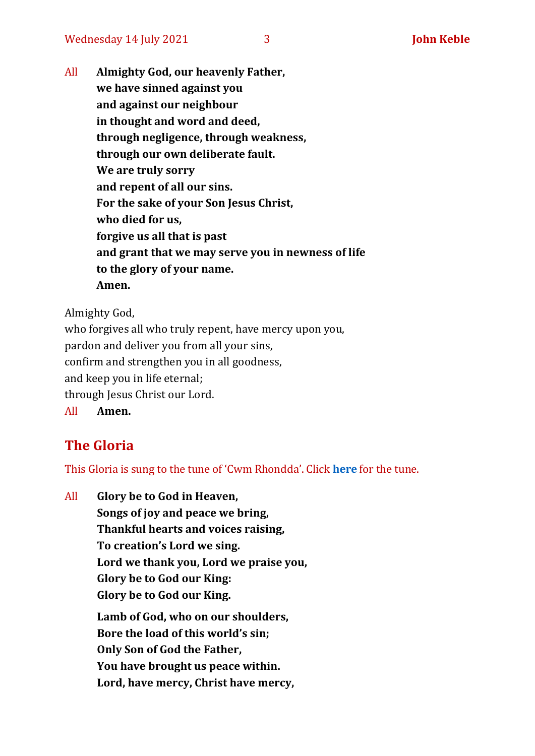All **Almighty God, our heavenly Father,**
**we have sinned against you**
**and against our neighbour**
**in thought and word and deed,**
**through negligence, through weakness,**
**through our own deliberate fault.**
**We are truly sorry**
**and repent of all our sins.**
**For the sake of your Son Jesus Christ,**
**who died for us,**
**forgive us all that is past**
**and grant that we may serve you in newness of life**
**to the glory of your name.**
**Amen.**

Almighty God,
who forgives all who truly repent, have mercy upon you,
pardon and deliver you from all your sins,
confirm and strengthen you in all goodness,
and keep you in life eternal;
through Jesus Christ our Lord.
All **Amen.**

## The Gloria

This Gloria is sung to the tune of 'Cwm Rhondda'. Click **here** for the tune.

All **Glory be to God in Heaven,**
**Songs of joy and peace we bring,**
**Thankful hearts and voices raising,**
**To creation's Lord we sing.**
**Lord we thank you, Lord we praise you,**
**Glory be to God our King:**
**Glory be to God our King.**

**Lamb of God, who on our shoulders,**
**Bore the load of this world's sin;**
**Only Son of God the Father,**
**You have brought us peace within.**
**Lord, have mercy, Christ have mercy,**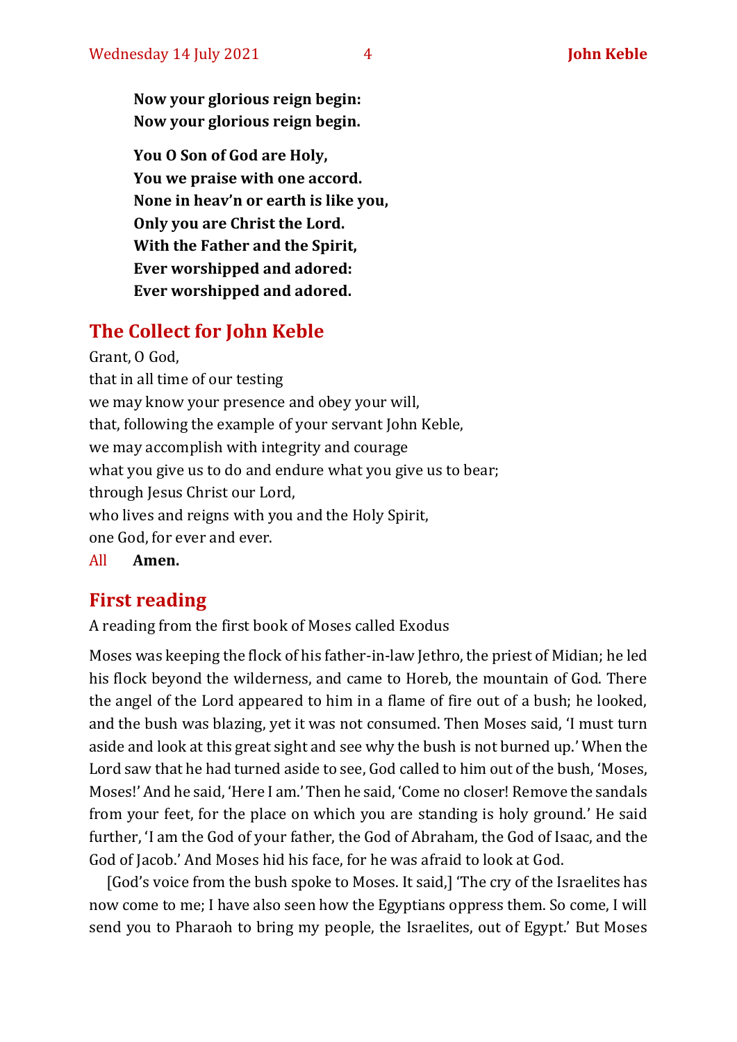**Now your glorious reign begin:**
**Now your glorious reign begin.**

**You O Son of God are Holy,**
**You we praise with one accord.**
**None in heav'n or earth is like you,**
**Only you are Christ the Lord.**
**With the Father and the Spirit,**
**Ever worshipped and adored:**
**Ever worshipped and adored.**

## The Collect for John Keble

Grant, O God,
that in all time of our testing
we may know your presence and obey your will,
that, following the example of your servant John Keble,
we may accomplish with integrity and courage
what you give us to do and endure what you give us to bear;
through Jesus Christ our Lord,
who lives and reigns with you and the Holy Spirit,
one God, for ever and ever.
All **Amen.**

## First reading

A reading from the first book of Moses called Exodus

Moses was keeping the flock of his father-in-law Jethro, the priest of Midian; he led his flock beyond the wilderness, and came to Horeb, the mountain of God. There the angel of the Lord appeared to him in a flame of fire out of a bush; he looked, and the bush was blazing, yet it was not consumed. Then Moses said, 'I must turn aside and look at this great sight and see why the bush is not burned up.' When the Lord saw that he had turned aside to see, God called to him out of the bush, 'Moses, Moses!' And he said, 'Here I am.' Then he said, 'Come no closer! Remove the sandals from your feet, for the place on which you are standing is holy ground.' He said further, 'I am the God of your father, the God of Abraham, the God of Isaac, and the God of Jacob.' And Moses hid his face, for he was afraid to look at God.

[God's voice from the bush spoke to Moses. It said,] 'The cry of the Israelites has now come to me; I have also seen how the Egyptians oppress them. So come, I will send you to Pharaoh to bring my people, the Israelites, out of Egypt.' But Moses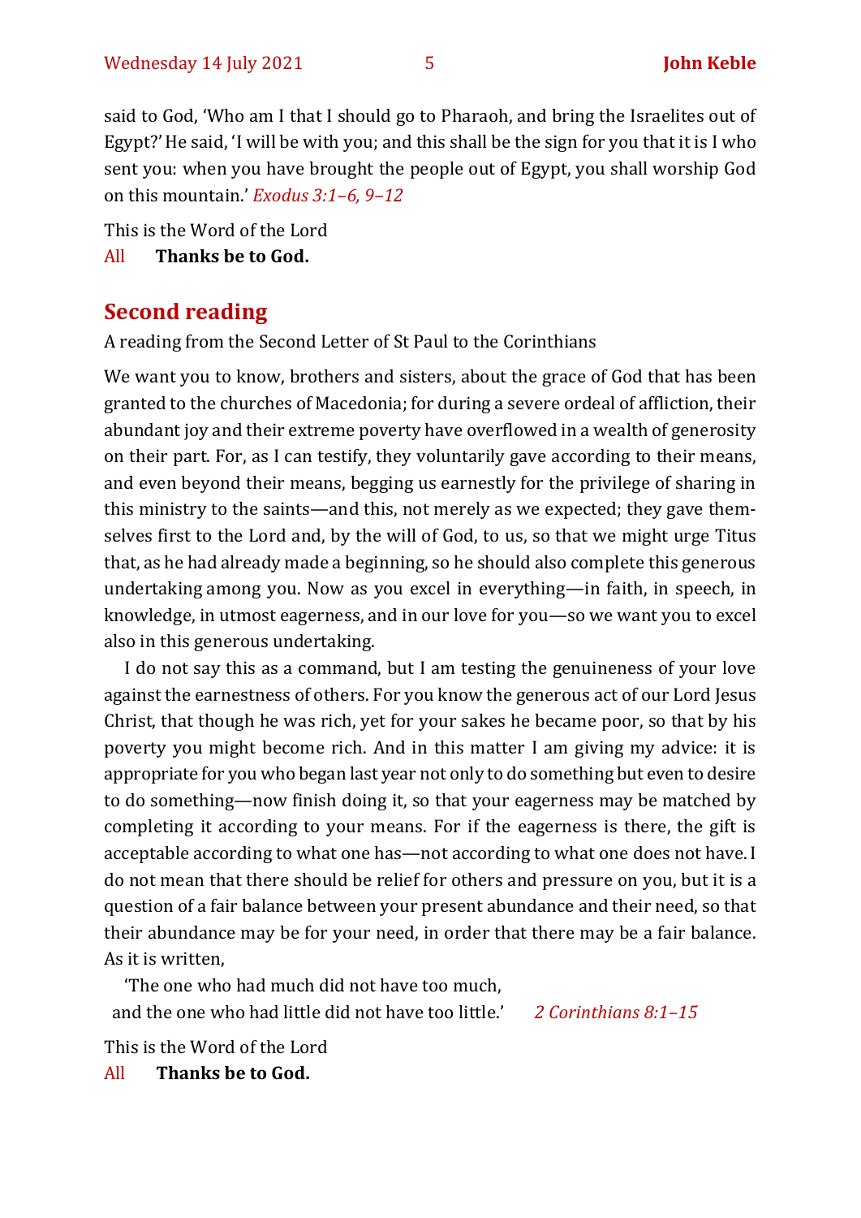said to God, 'Who am I that I should go to Pharaoh, and bring the Israelites out of Egypt?' He said, 'I will be with you; and this shall be the sign for you that it is I who sent you: when you have brought the people out of Egypt, you shall worship God on this mountain.' *Exodus 3:1–6, 9–12*

This is the Word of the Lord

All **Thanks be to God.**

## Second reading

A reading from the Second Letter of St Paul to the Corinthians

We want you to know, brothers and sisters, about the grace of God that has been granted to the churches of Macedonia; for during a severe ordeal of affliction, their abundant joy and their extreme poverty have overflowed in a wealth of generosity on their part. For, as I can testify, they voluntarily gave according to their means, and even beyond their means, begging us earnestly for the privilege of sharing in this ministry to the saints—and this, not merely as we expected; they gave themselves first to the Lord and, by the will of God, to us, so that we might urge Titus that, as he had already made a beginning, so he should also complete this generous undertaking among you. Now as you excel in everything—in faith, in speech, in knowledge, in utmost eagerness, and in our love for you—so we want you to excel also in this generous undertaking.

I do not say this as a command, but I am testing the genuineness of your love against the earnestness of others. For you know the generous act of our Lord Jesus Christ, that though he was rich, yet for your sakes he became poor, so that by his poverty you might become rich. And in this matter I am giving my advice: it is appropriate for you who began last year not only to do something but even to desire to do something—now finish doing it, so that your eagerness may be matched by completing it according to your means. For if the eagerness is there, the gift is acceptable according to what one has—not according to what one does not have. I do not mean that there should be relief for others and pressure on you, but it is a question of a fair balance between your present abundance and their need, so that their abundance may be for your need, in order that there may be a fair balance. As it is written,

'The one who had much did not have too much,
and the one who had little did not have too little.' *2 Corinthians 8:1–15*

This is the Word of the Lord

All **Thanks be to God.**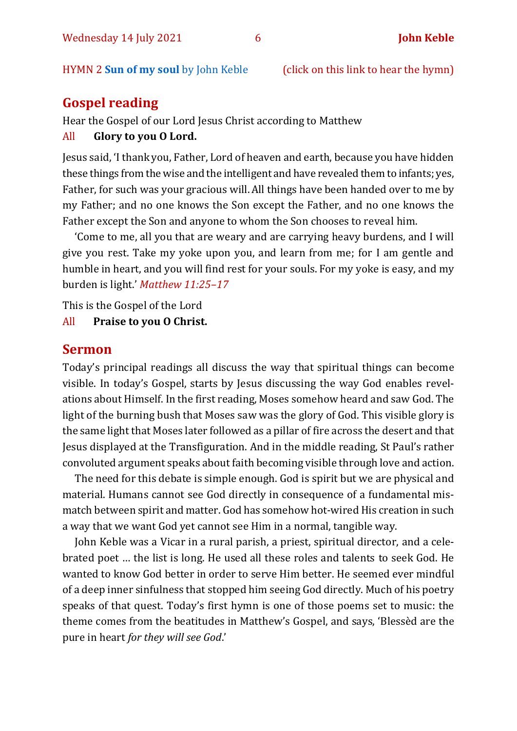HYMN 2 **Sun of my soul** by John Keble (click on this link to hear the hymn)

## Gospel reading

Hear the Gospel of our Lord Jesus Christ according to Matthew

All **Glory to you O Lord.**

Jesus said, 'I thank you, Father, Lord of heaven and earth, because you have hidden these things from the wise and the intelligent and have revealed them to infants; yes, Father, for such was your gracious will. All things have been handed over to me by my Father; and no one knows the Son except the Father, and no one knows the Father except the Son and anyone to whom the Son chooses to reveal him.

'Come to me, all you that are weary and are carrying heavy burdens, and I will give you rest. Take my yoke upon you, and learn from me; for I am gentle and humble in heart, and you will find rest for your souls. For my yoke is easy, and my burden is light.' *Matthew 11:25–17*

This is the Gospel of the Lord

All **Praise to you O Christ.**

## Sermon

Today's principal readings all discuss the way that spiritual things can become visible. In today's Gospel, starts by Jesus discussing the way God enables revelations about Himself. In the first reading, Moses somehow heard and saw God. The light of the burning bush that Moses saw was the glory of God. This visible glory is the same light that Moses later followed as a pillar of fire across the desert and that Jesus displayed at the Transfiguration. And in the middle reading, St Paul's rather convoluted argument speaks about faith becoming visible through love and action.

The need for this debate is simple enough. God is spirit but we are physical and material. Humans cannot see God directly in consequence of a fundamental mismatch between spirit and matter. God has somehow hot-wired His creation in such a way that we want God yet cannot see Him in a normal, tangible way.

John Keble was a Vicar in a rural parish, a priest, spiritual director, and a celebrated poet … the list is long. He used all these roles and talents to seek God. He wanted to know God better in order to serve Him better. He seemed ever mindful of a deep inner sinfulness that stopped him seeing God directly. Much of his poetry speaks of that quest. Today's first hymn is one of those poems set to music: the theme comes from the beatitudes in Matthew's Gospel, and says, 'Blessèd are the pure in heart *for they will see God*.'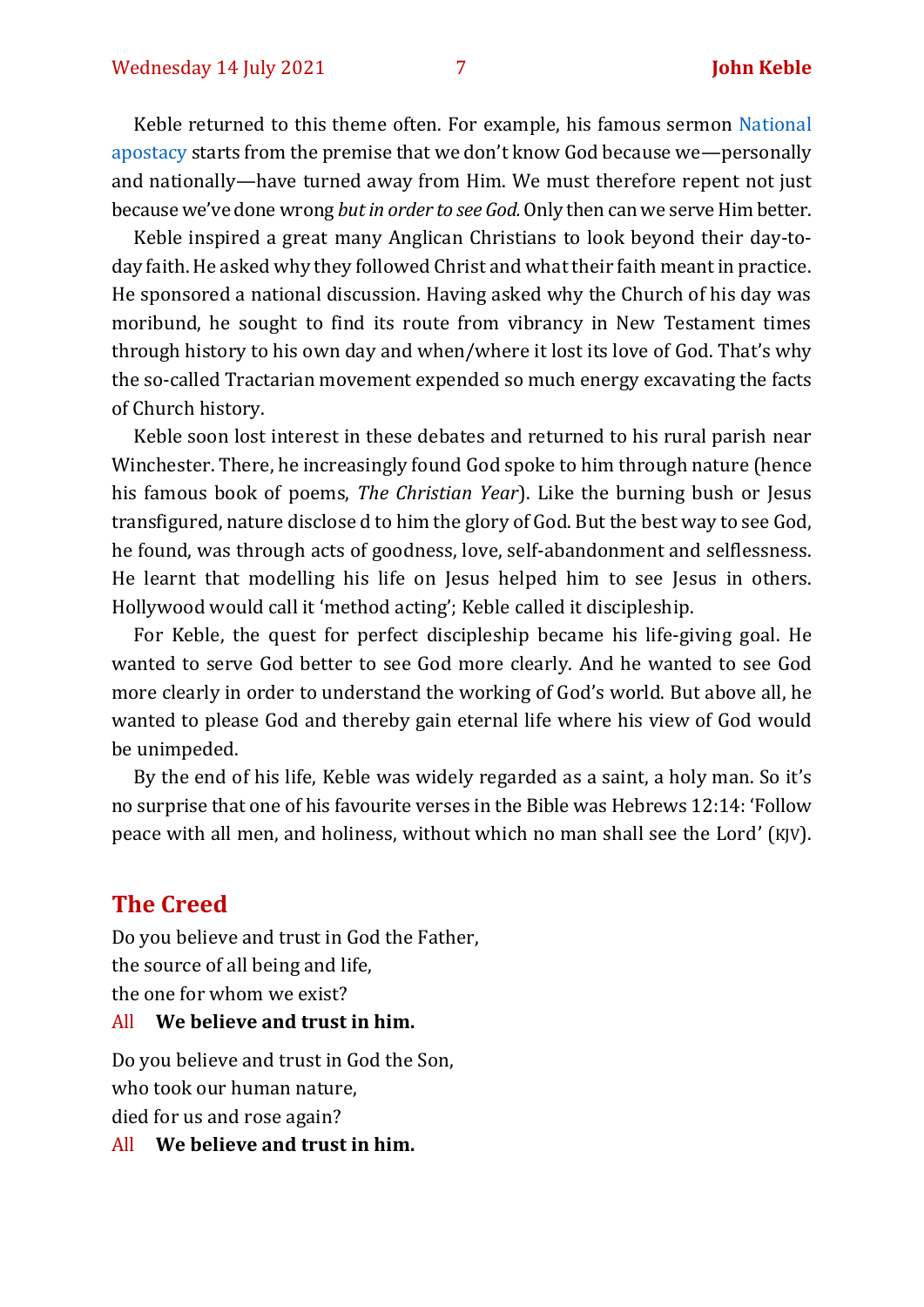Keble returned to this theme often. For example, his famous sermon National apostacy starts from the premise that we don't know God because we—personally and nationally—have turned away from Him. We must therefore repent not just because we've done wrong *but in order to see God.* Only then can we serve Him better.

Keble inspired a great many Anglican Christians to look beyond their day-to-day faith. He asked why they followed Christ and what their faith meant in practice. He sponsored a national discussion. Having asked why the Church of his day was moribund, he sought to find its route from vibrancy in New Testament times through history to his own day and when/where it lost its love of God. That's why the so-called Tractarian movement expended so much energy excavating the facts of Church history.

Keble soon lost interest in these debates and returned to his rural parish near Winchester. There, he increasingly found God spoke to him through nature (hence his famous book of poems, *The Christian Year*). Like the burning bush or Jesus transfigured, nature disclose d to him the glory of God. But the best way to see God, he found, was through acts of goodness, love, self-abandonment and selflessness. He learnt that modelling his life on Jesus helped him to see Jesus in others. Hollywood would call it 'method acting'; Keble called it discipleship.

For Keble, the quest for perfect discipleship became his life-giving goal. He wanted to serve God better to see God more clearly. And he wanted to see God more clearly in order to understand the working of God's world. But above all, he wanted to please God and thereby gain eternal life where his view of God would be unimpeded.

By the end of his life, Keble was widely regarded as a saint, a holy man. So it's no surprise that one of his favourite verses in the Bible was Hebrews 12:14: 'Follow peace with all men, and holiness, without which no man shall see the Lord' (KJV).

## The Creed

Do you believe and trust in God the Father,
the source of all being and life,
the one for whom we exist?

All **We believe and trust in him.**

Do you believe and trust in God the Son,
who took our human nature,
died for us and rose again?

All **We believe and trust in him.**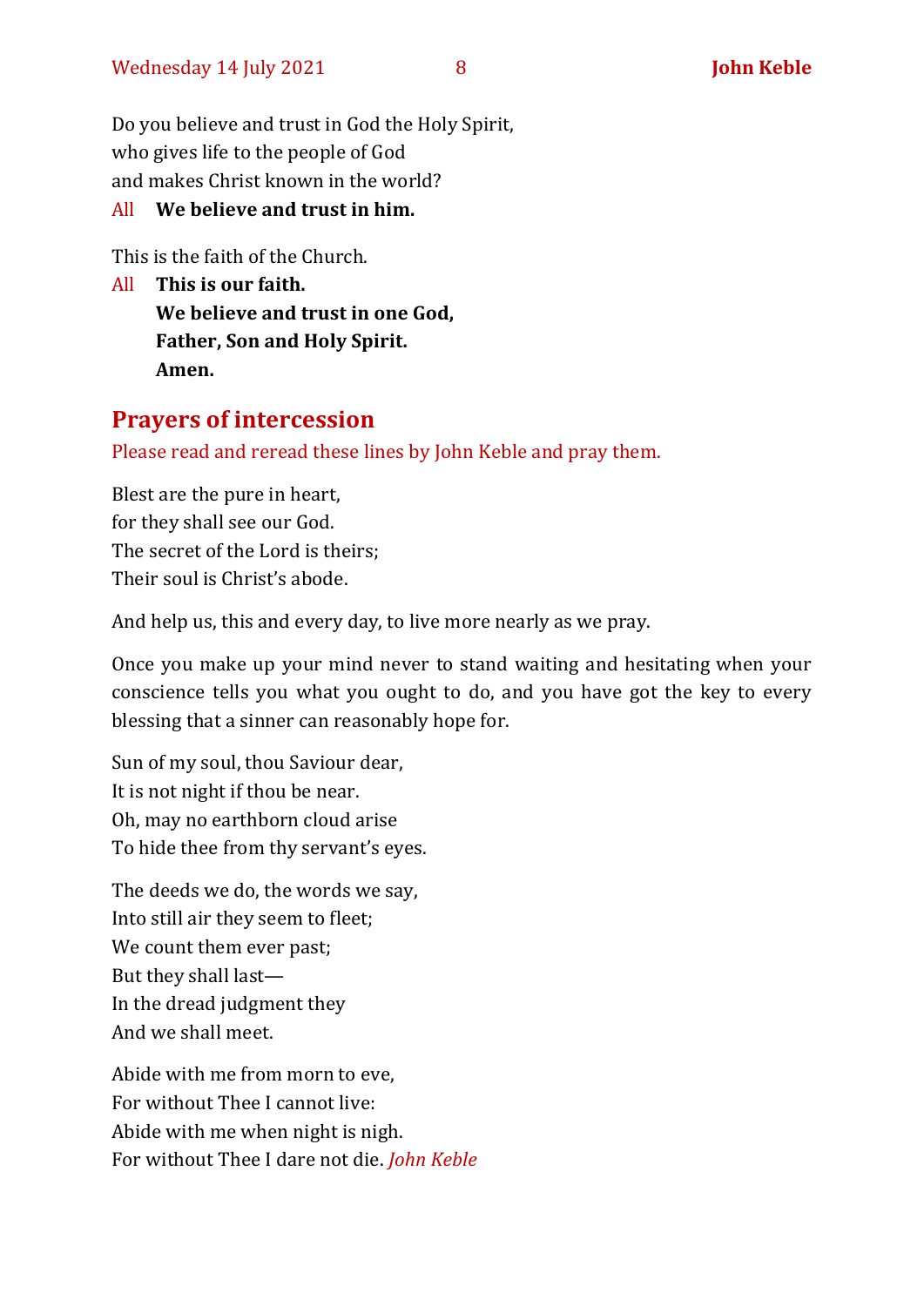Do you believe and trust in God the Holy Spirit,
who gives life to the people of God
and makes Christ known in the world?

All **We believe and trust in him.**

This is the faith of the Church.

All **This is our faith.**
**We believe and trust in one God,**
**Father, Son and Holy Spirit.**
**Amen.**

## Prayers of intercession

Please read and reread these lines by John Keble and pray them.

Blest are the pure in heart,
for they shall see our God.
The secret of the Lord is theirs;
Their soul is Christ's abode.

And help us, this and every day, to live more nearly as we pray.

Once you make up your mind never to stand waiting and hesitating when your conscience tells you what you ought to do, and you have got the key to every blessing that a sinner can reasonably hope for.

Sun of my soul, thou Saviour dear,
It is not night if thou be near.
Oh, may no earthborn cloud arise
To hide thee from thy servant's eyes.

The deeds we do, the words we say,
Into still air they seem to fleet;
We count them ever past;
But they shall last—
In the dread judgment they
And we shall meet.

Abide with me from morn to eve,
For without Thee I cannot live:
Abide with me when night is nigh.
For without Thee I dare not die. *John Keble*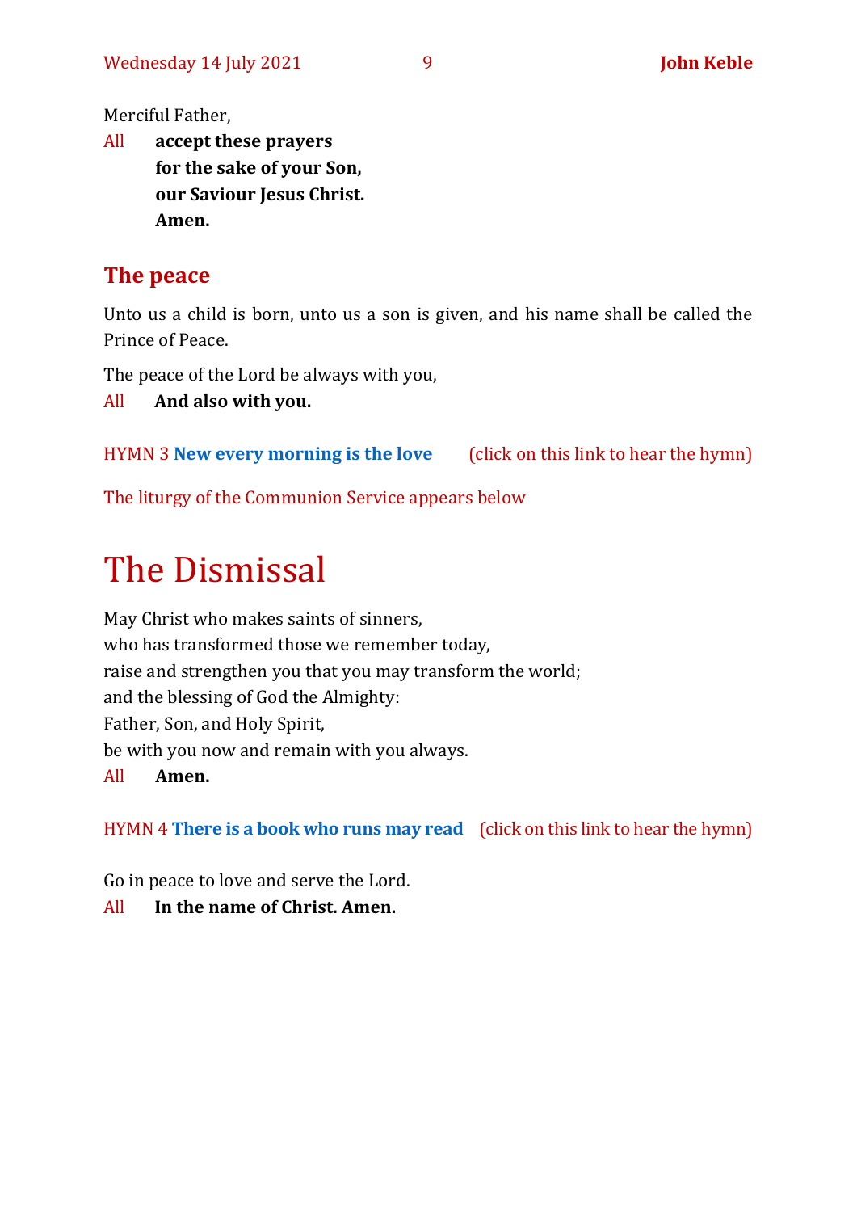Merciful Father,

All **accept these prayers**
**for the sake of your Son,**
**our Saviour Jesus Christ.**
**Amen.**

## The peace

Unto us a child is born, unto us a son is given, and his name shall be called the Prince of Peace.

The peace of the Lord be always with you,

All **And also with you.**

HYMN 3 **New every morning is the love** (click on this link to hear the hymn)

The liturgy of the Communion Service appears below

# The Dismissal

May Christ who makes saints of sinners,
who has transformed those we remember today,
raise and strengthen you that you may transform the world;
and the blessing of God the Almighty:
Father, Son, and Holy Spirit,
be with you now and remain with you always.

All **Amen.**

HYMN 4 **There is a book who runs may read** (click on this link to hear the hymn)

Go in peace to love and serve the Lord.

All **In the name of Christ. Amen.**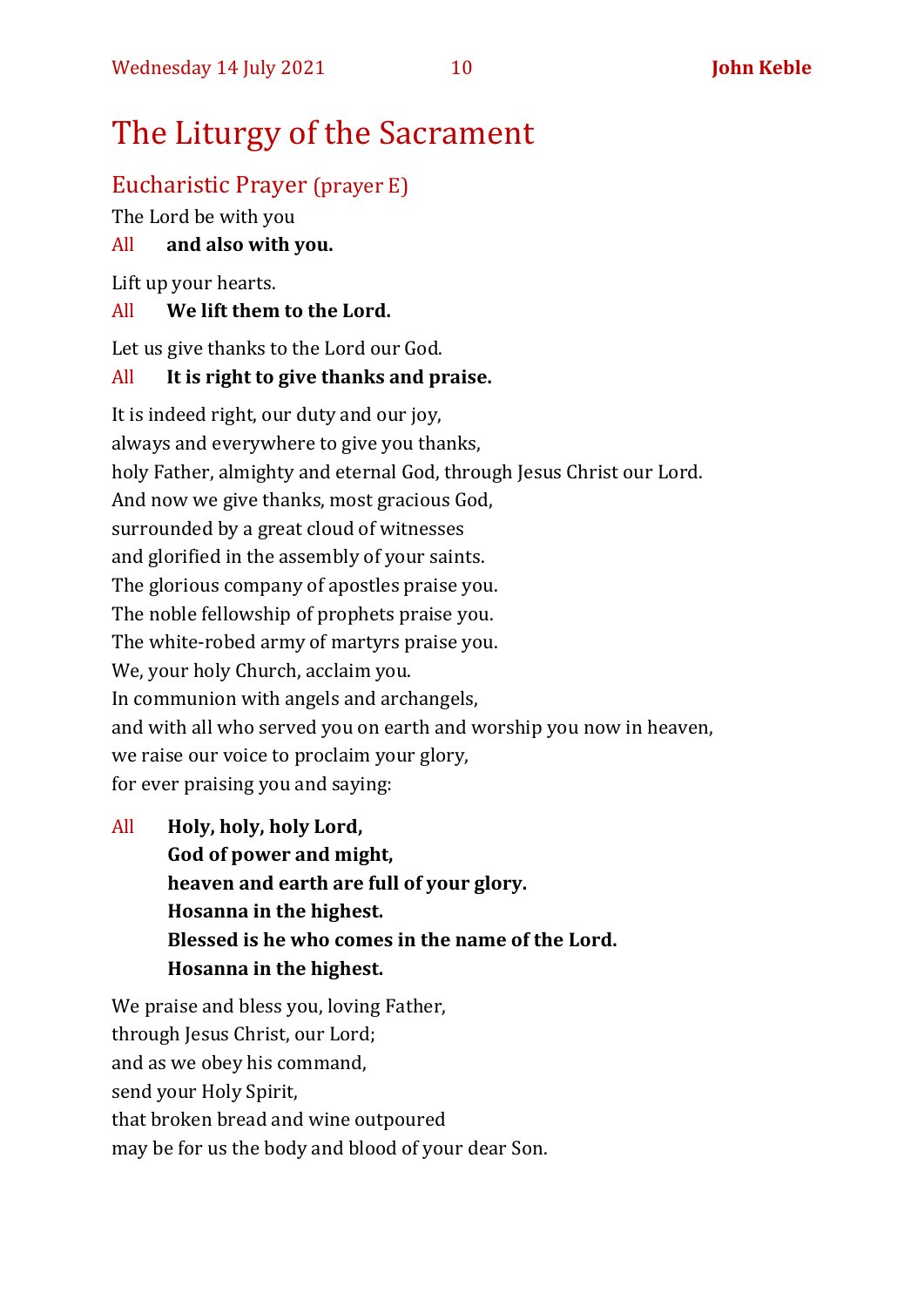# The Liturgy of the Sacrament

## Eucharistic Prayer (prayer E)

The Lord be with you

All **and also with you.**

Lift up your hearts.

All **We lift them to the Lord.**

Let us give thanks to the Lord our God.

All **It is right to give thanks and praise.**

It is indeed right, our duty and our joy,
always and everywhere to give you thanks,
holy Father, almighty and eternal God, through Jesus Christ our Lord.
And now we give thanks, most gracious God,
surrounded by a great cloud of witnesses
and glorified in the assembly of your saints.
The glorious company of apostles praise you.
The noble fellowship of prophets praise you.
The white-robed army of martyrs praise you.
We, your holy Church, acclaim you.
In communion with angels and archangels,
and with all who served you on earth and worship you now in heaven,
we raise our voice to proclaim your glory,
for ever praising you and saying:

All **Holy, holy, holy Lord,**
**God of power and might,**
**heaven and earth are full of your glory.**
**Hosanna in the highest.**
**Blessed is he who comes in the name of the Lord.**
**Hosanna in the highest.**

We praise and bless you, loving Father,
through Jesus Christ, our Lord;
and as we obey his command,
send your Holy Spirit,
that broken bread and wine outpoured
may be for us the body and blood of your dear Son.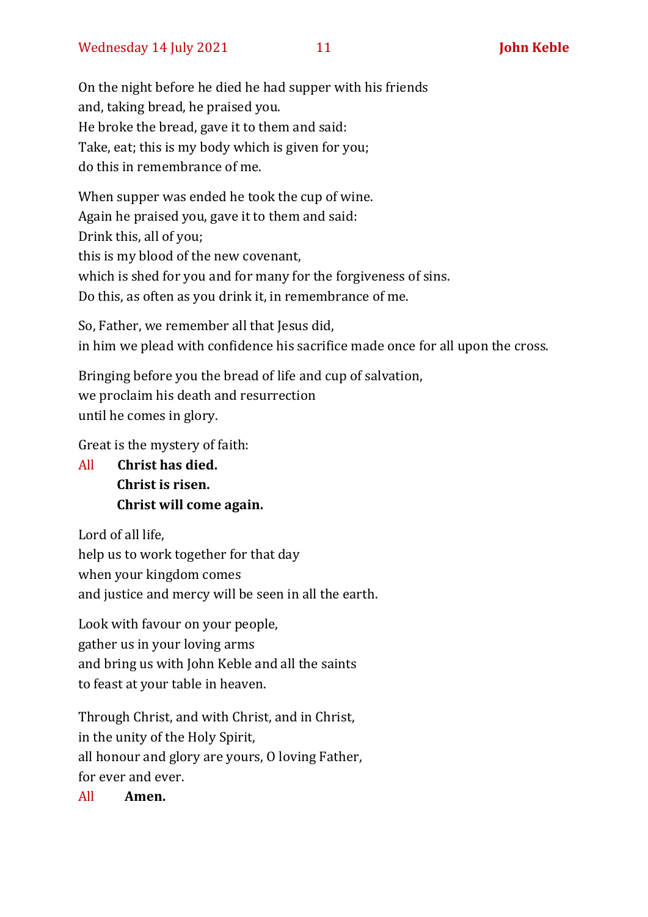On the night before he died he had supper with his friends
and, taking bread, he praised you.
He broke the bread, gave it to them and said:
Take, eat; this is my body which is given for you;
do this in remembrance of me.

When supper was ended he took the cup of wine.
Again he praised you, gave it to them and said:
Drink this, all of you;
this is my blood of the new covenant,
which is shed for you and for many for the forgiveness of sins.
Do this, as often as you drink it, in remembrance of me.

So, Father, we remember all that Jesus did,
in him we plead with confidence his sacrifice made once for all upon the cross.

Bringing before you the bread of life and cup of salvation,
we proclaim his death and resurrection
until he comes in glory.

Great is the mystery of faith:

All **Christ has died.**
**Christ is risen.**
**Christ will come again.**

Lord of all life,
help us to work together for that day
when your kingdom comes
and justice and mercy will be seen in all the earth.

Look with favour on your people,
gather us in your loving arms
and bring us with John Keble and all the saints
to feast at your table in heaven.

Through Christ, and with Christ, and in Christ,
in the unity of the Holy Spirit,
all honour and glory are yours, O loving Father,
for ever and ever.

All **Amen.**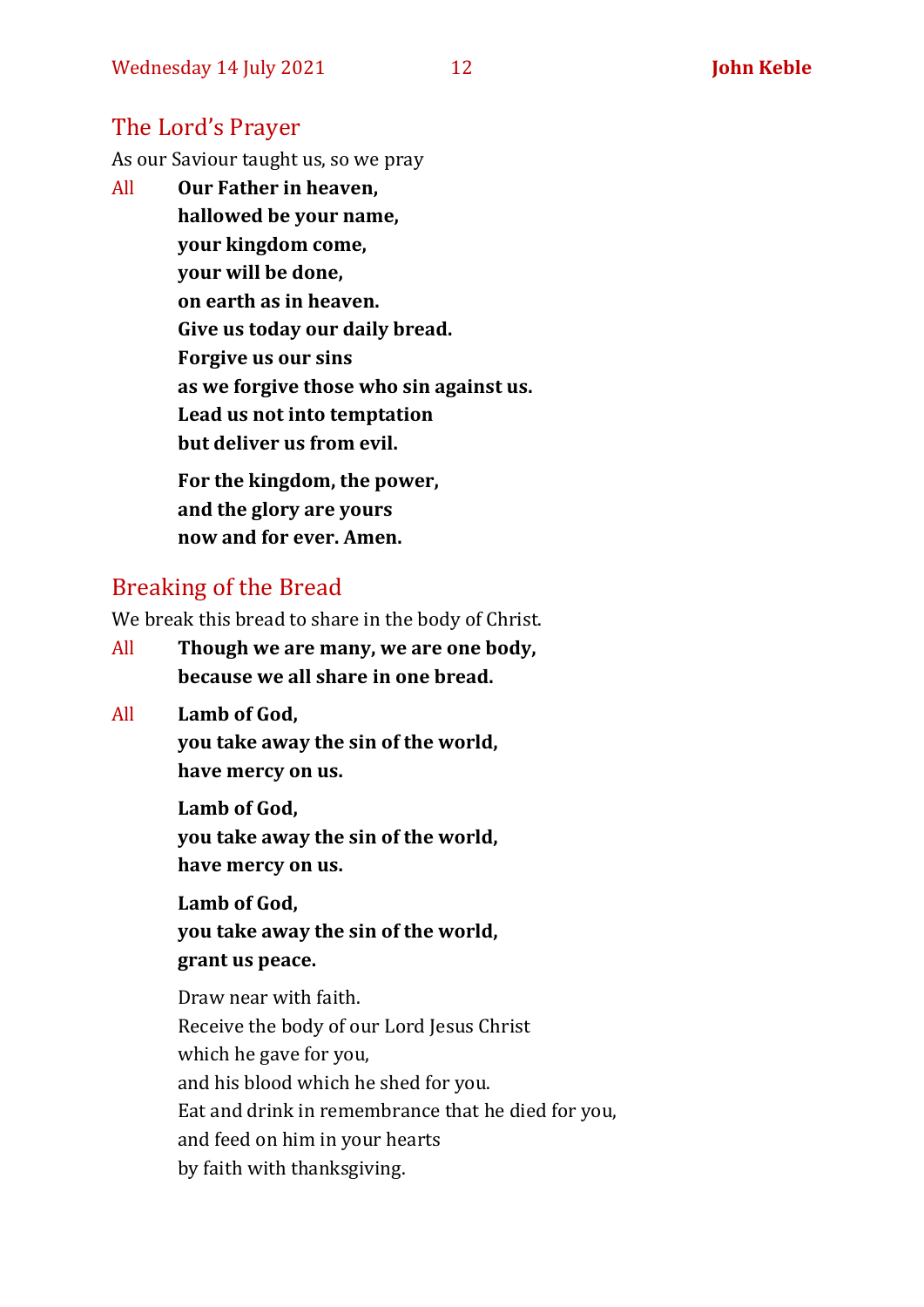## The Lord's Prayer

As our Saviour taught us, so we pray

All **Our Father in heaven,**
**hallowed be your name,**
**your kingdom come,**
**your will be done,**
**on earth as in heaven.**
**Give us today our daily bread.**
**Forgive us our sins**
**as we forgive those who sin against us.**
**Lead us not into temptation**
**but deliver us from evil.**

**For the kingdom, the power,**
**and the glory are yours**
**now and for ever. Amen.**

## Breaking of the Bread

We break this bread to share in the body of Christ.

All **Though we are many, we are one body,**
**because we all share in one bread.**

All **Lamb of God,**
**you take away the sin of the world,**
**have mercy on us.**

**Lamb of God,**
**you take away the sin of the world,**
**have mercy on us.**

**Lamb of God,**
**you take away the sin of the world,**
**grant us peace.**

Draw near with faith.
Receive the body of our Lord Jesus Christ
which he gave for you,
and his blood which he shed for you.
Eat and drink in remembrance that he died for you,
and feed on him in your hearts
by faith with thanksgiving.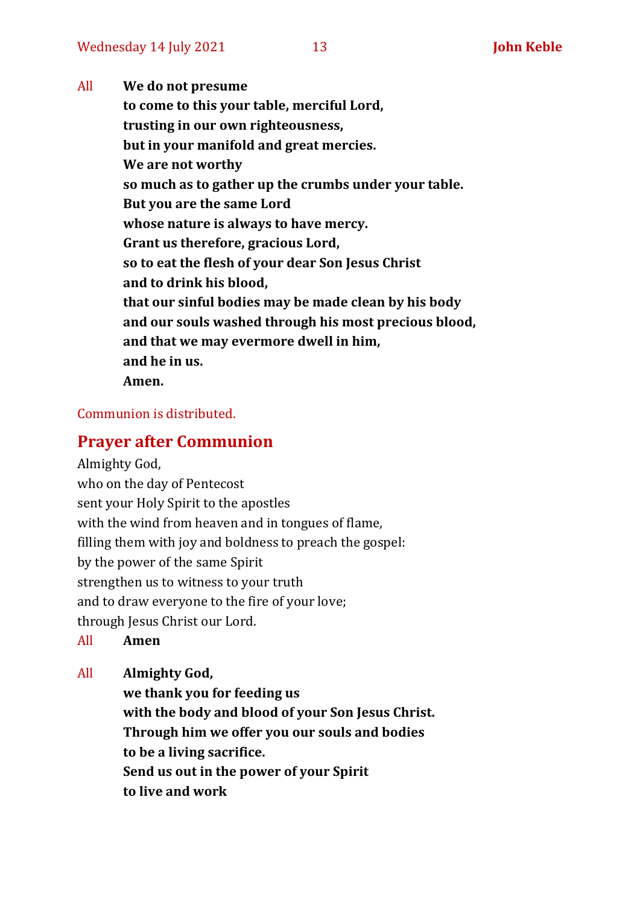All **We do not presume**
**to come to this your table, merciful Lord,**
**trusting in our own righteousness,**
**but in your manifold and great mercies.**
**We are not worthy**
**so much as to gather up the crumbs under your table.**
**But you are the same Lord**
**whose nature is always to have mercy.**
**Grant us therefore, gracious Lord,**
**so to eat the flesh of your dear Son Jesus Christ**
**and to drink his blood,**
**that our sinful bodies may be made clean by his body**
**and our souls washed through his most precious blood,**
**and that we may evermore dwell in him,**
**and he in us.**
**Amen.**

Communion is distributed.

## Prayer after Communion

Almighty God,
who on the day of Pentecost
sent your Holy Spirit to the apostles
with the wind from heaven and in tongues of flame,
filling them with joy and boldness to preach the gospel:
by the power of the same Spirit
strengthen us to witness to your truth
and to draw everyone to the fire of your love;
through Jesus Christ our Lord.

All **Amen**

All **Almighty God,**
**we thank you for feeding us**
**with the body and blood of your Son Jesus Christ.**
**Through him we offer you our souls and bodies**
**to be a living sacrifice.**
**Send us out in the power of your Spirit**
**to live and work**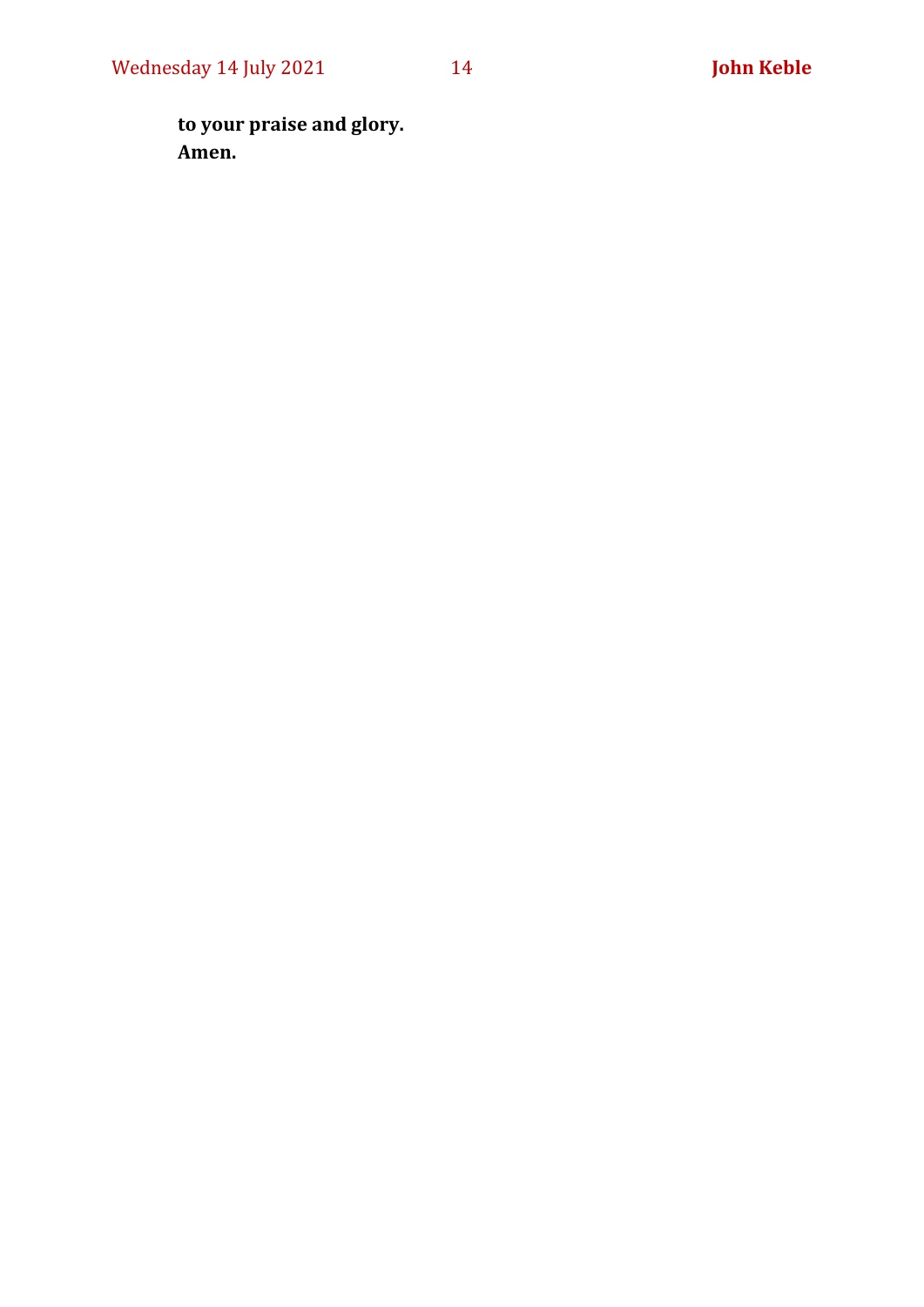**to your praise and glory.**
**Amen.**